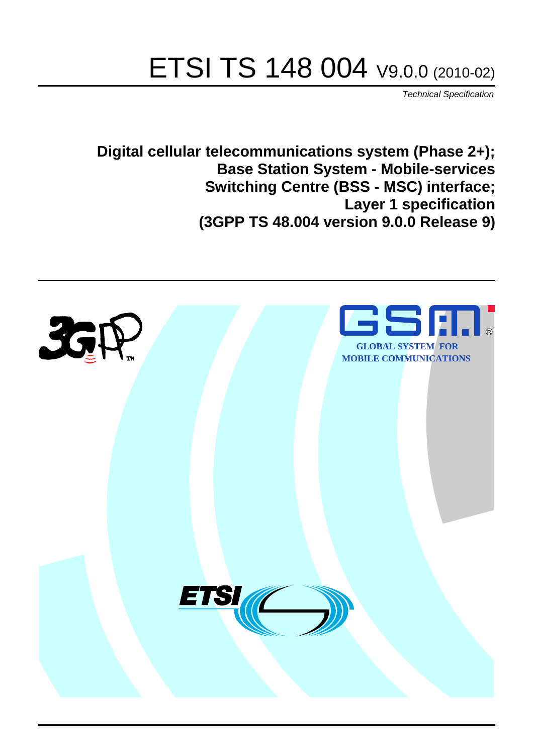# ETSI TS 148 004 V9.0.0 (2010-02)

*Technical Specification*

**Digital cellular telecommunications system (Phase 2+); Base Station System - Mobile-services Switching Centre (BSS - MSC) interface; Layer 1 specification (3GPP TS 48.004 version 9.0.0 Release 9)**

GLOBAL SYSTEM FOR MOBILE COMMUNICATIONS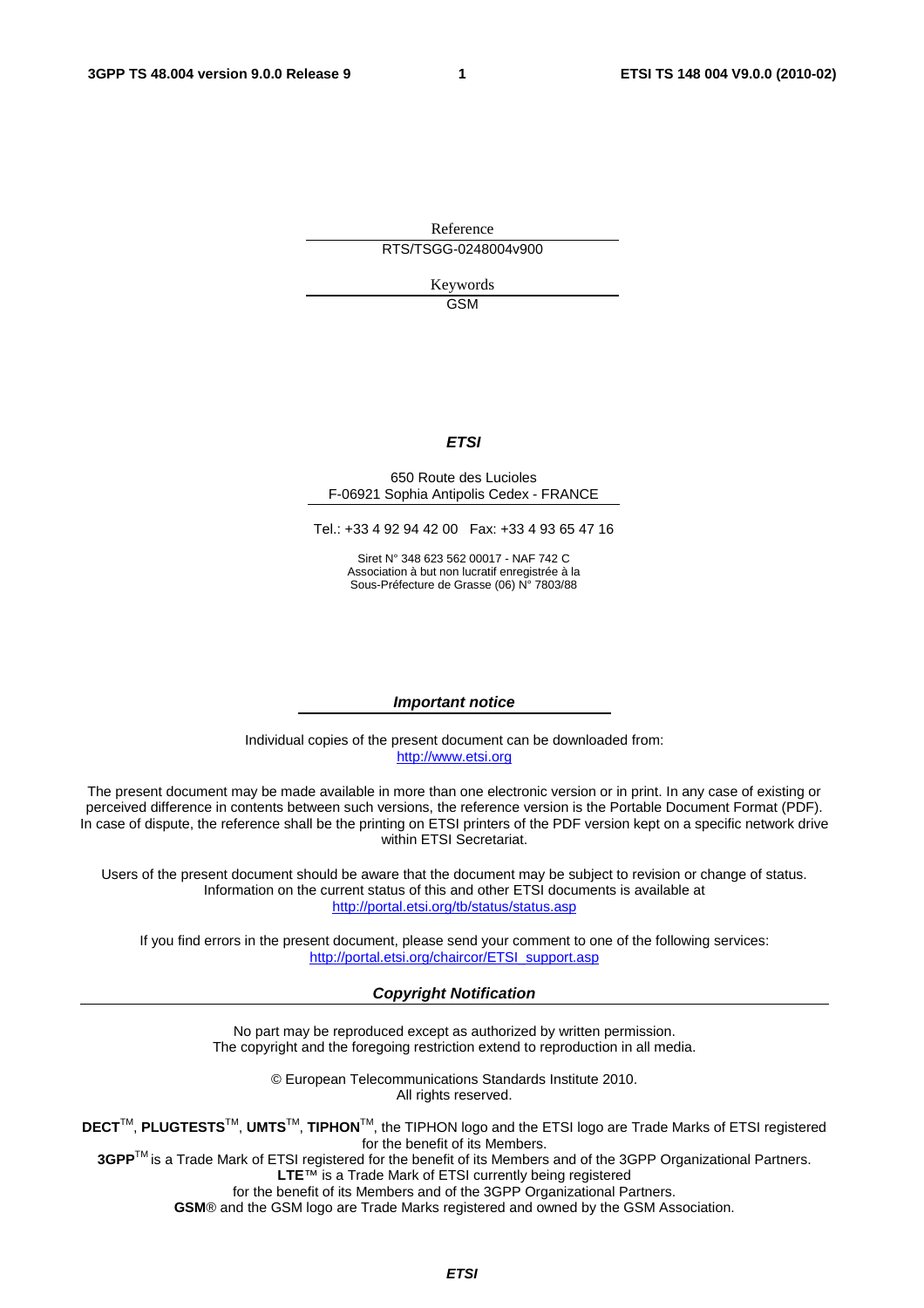Reference

RTS/TSGG-0248004v900

Keywords

GSM

***ETSI***

650 Route des Lucioles
F-06921 Sophia Antipolis Cedex - FRANCE

Tel.: +33 4 92 94 42 00 Fax: +33 4 93 65 47 16

Siret N° 348 623 562 00017 - NAF 742 C
Association à but non lucratif enregistrée à la
Sous-Préfecture de Grasse (06) N° 7803/88

***Important notice***

Individual copies of the present document can be downloaded from:
http://www.etsi.org

The present document may be made available in more than one electronic version or in print. In any case of existing or perceived difference in contents between such versions, the reference version is the Portable Document Format (PDF). In case of dispute, the reference shall be the printing on ETSI printers of the PDF version kept on a specific network drive within ETSI Secretariat.

Users of the present document should be aware that the document may be subject to revision or change of status. Information on the current status of this and other ETSI documents is available at
http://portal.etsi.org/tb/status/status.asp

If you find errors in the present document, please send your comment to one of the following services:
http://portal.etsi.org/chaircor/ETSI_support.asp

***Copyright Notification***

No part may be reproduced except as authorized by written permission.
The copyright and the foregoing restriction extend to reproduction in all media.

© European Telecommunications Standards Institute 2010.
All rights reserved.

**DECT**™, **PLUGTESTS**™, **UMTS**™, **TIPHON**™, the TIPHON logo and the ETSI logo are Trade Marks of ETSI registered for the benefit of its Members.
**3GPP**™ is a Trade Mark of ETSI registered for the benefit of its Members and of the 3GPP Organizational Partners.
**LTE**™ is a Trade Mark of ETSI currently being registered
for the benefit of its Members and of the 3GPP Organizational Partners.
**GSM**® and the GSM logo are Trade Marks registered and owned by the GSM Association.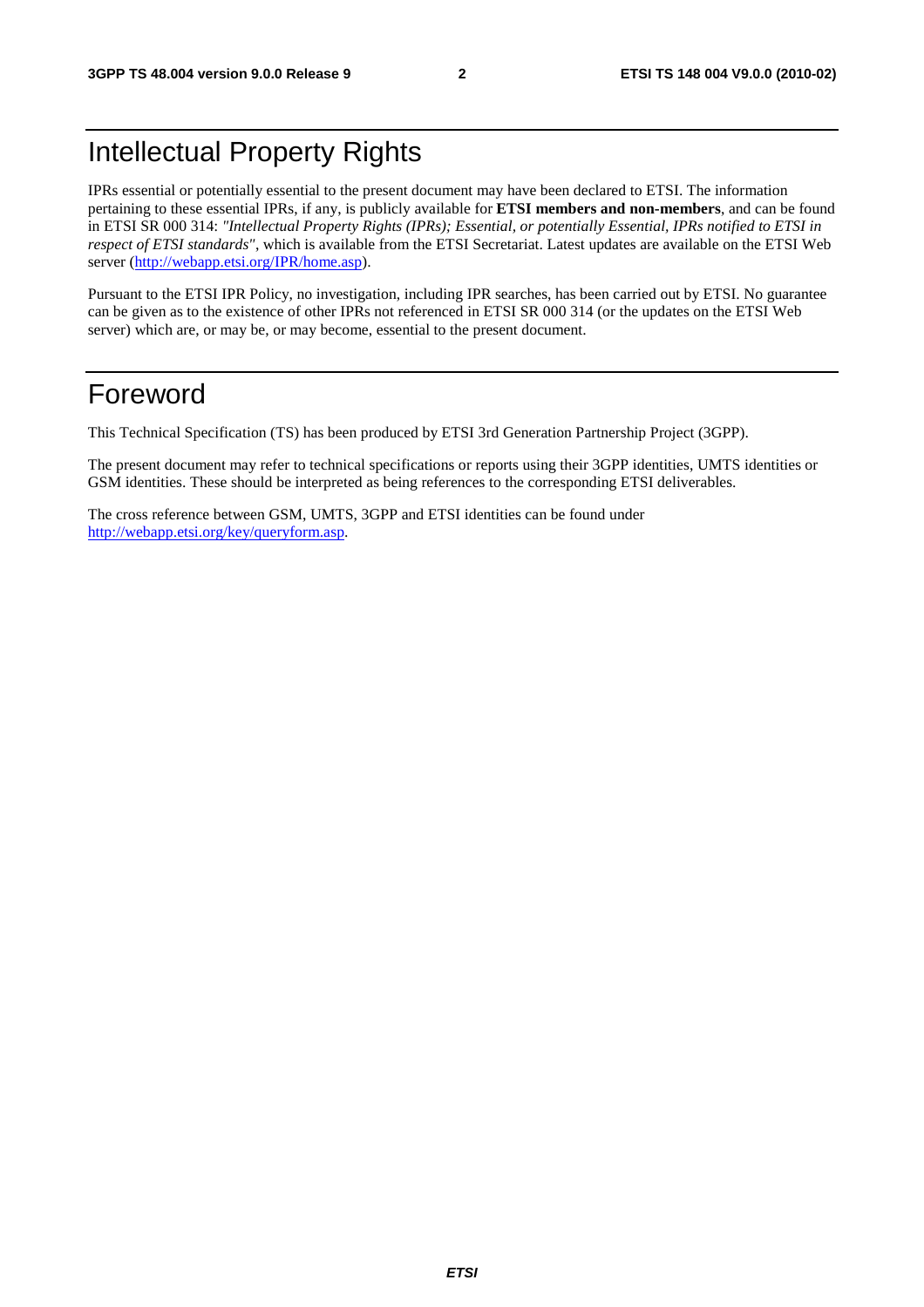# Intellectual Property Rights

IPRs essential or potentially essential to the present document may have been declared to ETSI. The information pertaining to these essential IPRs, if any, is publicly available for **ETSI members and non-members**, and can be found in ETSI SR 000 314: *"Intellectual Property Rights (IPRs); Essential, or potentially Essential, IPRs notified to ETSI in respect of ETSI standards"*, which is available from the ETSI Secretariat. Latest updates are available on the ETSI Web server (http://webapp.etsi.org/IPR/home.asp).

Pursuant to the ETSI IPR Policy, no investigation, including IPR searches, has been carried out by ETSI. No guarantee can be given as to the existence of other IPRs not referenced in ETSI SR 000 314 (or the updates on the ETSI Web server) which are, or may be, or may become, essential to the present document.

# Foreword

This Technical Specification (TS) has been produced by ETSI 3rd Generation Partnership Project (3GPP).

The present document may refer to technical specifications or reports using their 3GPP identities, UMTS identities or GSM identities. These should be interpreted as being references to the corresponding ETSI deliverables.

The cross reference between GSM, UMTS, 3GPP and ETSI identities can be found under http://webapp.etsi.org/key/queryform.asp.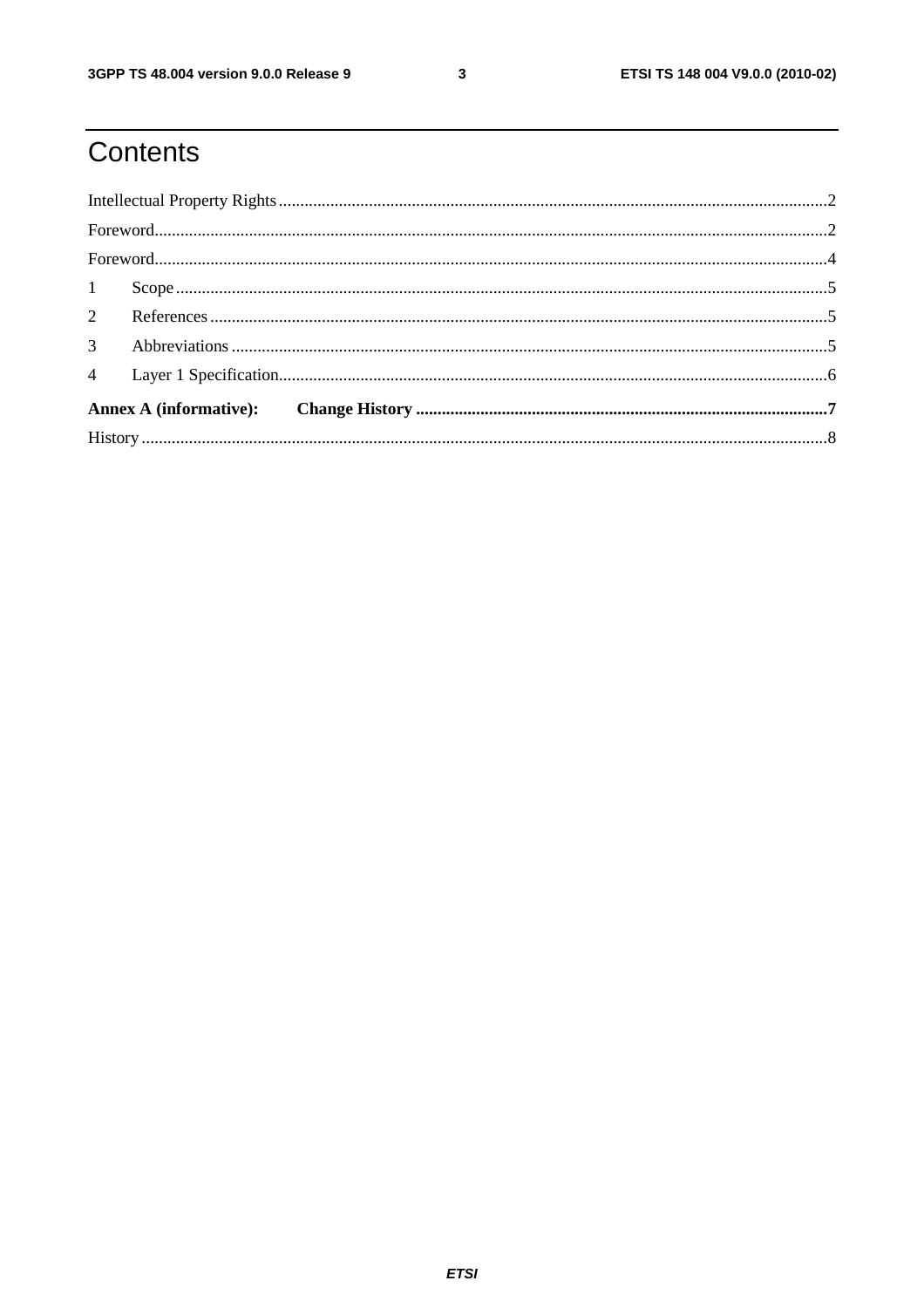# Contents

Intellectual Property Rights ............................................................................................................................2

Foreword..........................................................................................................................................................2

Foreword..........................................................................................................................................................4

1 Scope .......................................................................................................................................................5

2 References ...............................................................................................................................................5

3 Abbreviations ..........................................................................................................................................5

4 Layer 1 Specification...............................................................................................................................6

**Annex A (informative): Change History ................................................................................................7**

History .............................................................................................................................................................8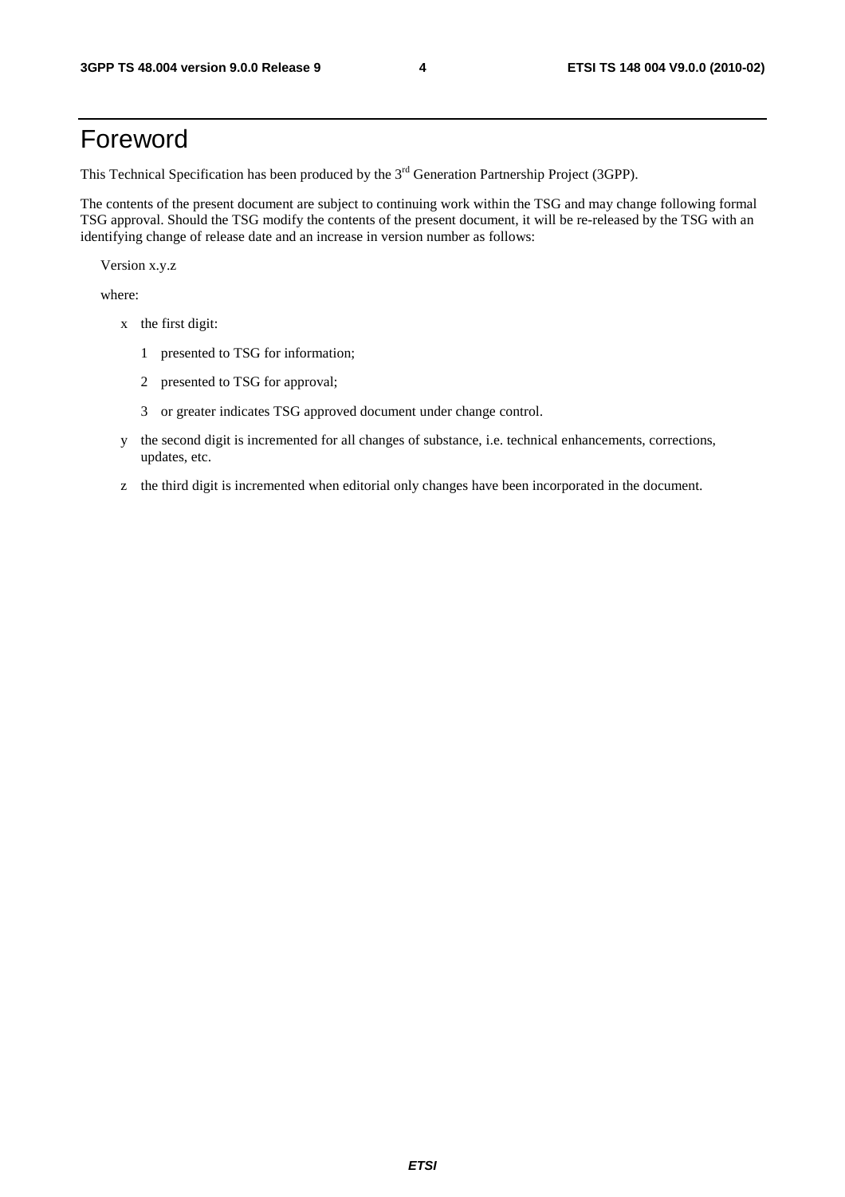# Foreword

This Technical Specification has been produced by the 3rd Generation Partnership Project (3GPP).

The contents of the present document are subject to continuing work within the TSG and may change following formal TSG approval. Should the TSG modify the contents of the present document, it will be re-released by the TSG with an identifying change of release date and an increase in version number as follows:

Version x.y.z

where:

- x the first digit:
  - 1 presented to TSG for information;
  - 2 presented to TSG for approval;
  - 3 or greater indicates TSG approved document under change control.
- y the second digit is incremented for all changes of substance, i.e. technical enhancements, corrections, updates, etc.
- z the third digit is incremented when editorial only changes have been incorporated in the document.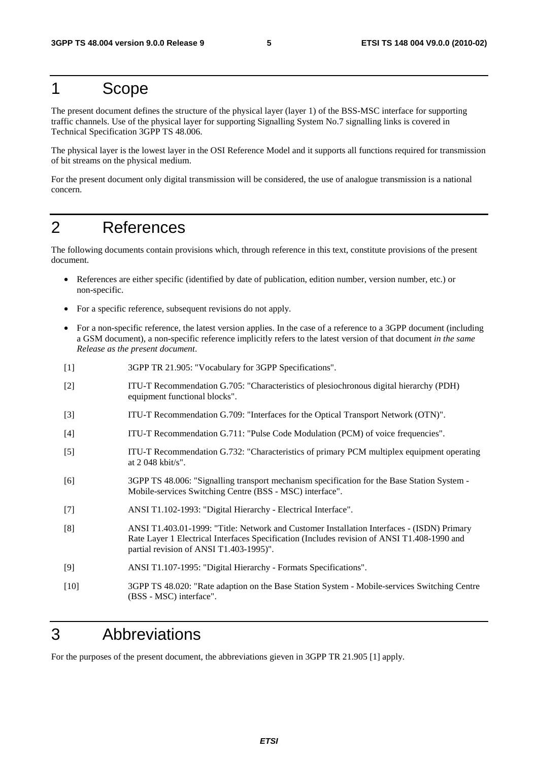# 1 Scope

The present document defines the structure of the physical layer (layer 1) of the BSS-MSC interface for supporting traffic channels. Use of the physical layer for supporting Signalling System No.7 signalling links is covered in Technical Specification 3GPP TS 48.006.

The physical layer is the lowest layer in the OSI Reference Model and it supports all functions required for transmission of bit streams on the physical medium.

For the present document only digital transmission will be considered, the use of analogue transmission is a national concern.

# 2 References

The following documents contain provisions which, through reference in this text, constitute provisions of the present document.

- References are either specific (identified by date of publication, edition number, version number, etc.) or non-specific.
- For a specific reference, subsequent revisions do not apply.
- For a non-specific reference, the latest version applies. In the case of a reference to a 3GPP document (including a GSM document), a non-specific reference implicitly refers to the latest version of that document *in the same Release as the present document*.

[1] 3GPP TR 21.905: "Vocabulary for 3GPP Specifications".

[2] ITU-T Recommendation G.705: "Characteristics of plesiochronous digital hierarchy (PDH) equipment functional blocks".

[3] ITU-T Recommendation G.709: "Interfaces for the Optical Transport Network (OTN)".

[4] ITU-T Recommendation G.711: "Pulse Code Modulation (PCM) of voice frequencies".

[5] ITU-T Recommendation G.732: "Characteristics of primary PCM multiplex equipment operating at 2 048 kbit/s".

[6] 3GPP TS 48.006: "Signalling transport mechanism specification for the Base Station System - Mobile-services Switching Centre (BSS - MSC) interface".

[7] ANSI T1.102-1993: "Digital Hierarchy - Electrical Interface".

[8] ANSI T1.403.01-1999: "Title: Network and Customer Installation Interfaces - (ISDN) Primary Rate Layer 1 Electrical Interfaces Specification (Includes revision of ANSI T1.408-1990 and partial revision of ANSI T1.403-1995)".

[9] ANSI T1.107-1995: "Digital Hierarchy - Formats Specifications".

[10] 3GPP TS 48.020: "Rate adaption on the Base Station System - Mobile-services Switching Centre (BSS - MSC) interface".

# 3 Abbreviations

For the purposes of the present document, the abbreviations gieven in 3GPP TR 21.905 [1] apply.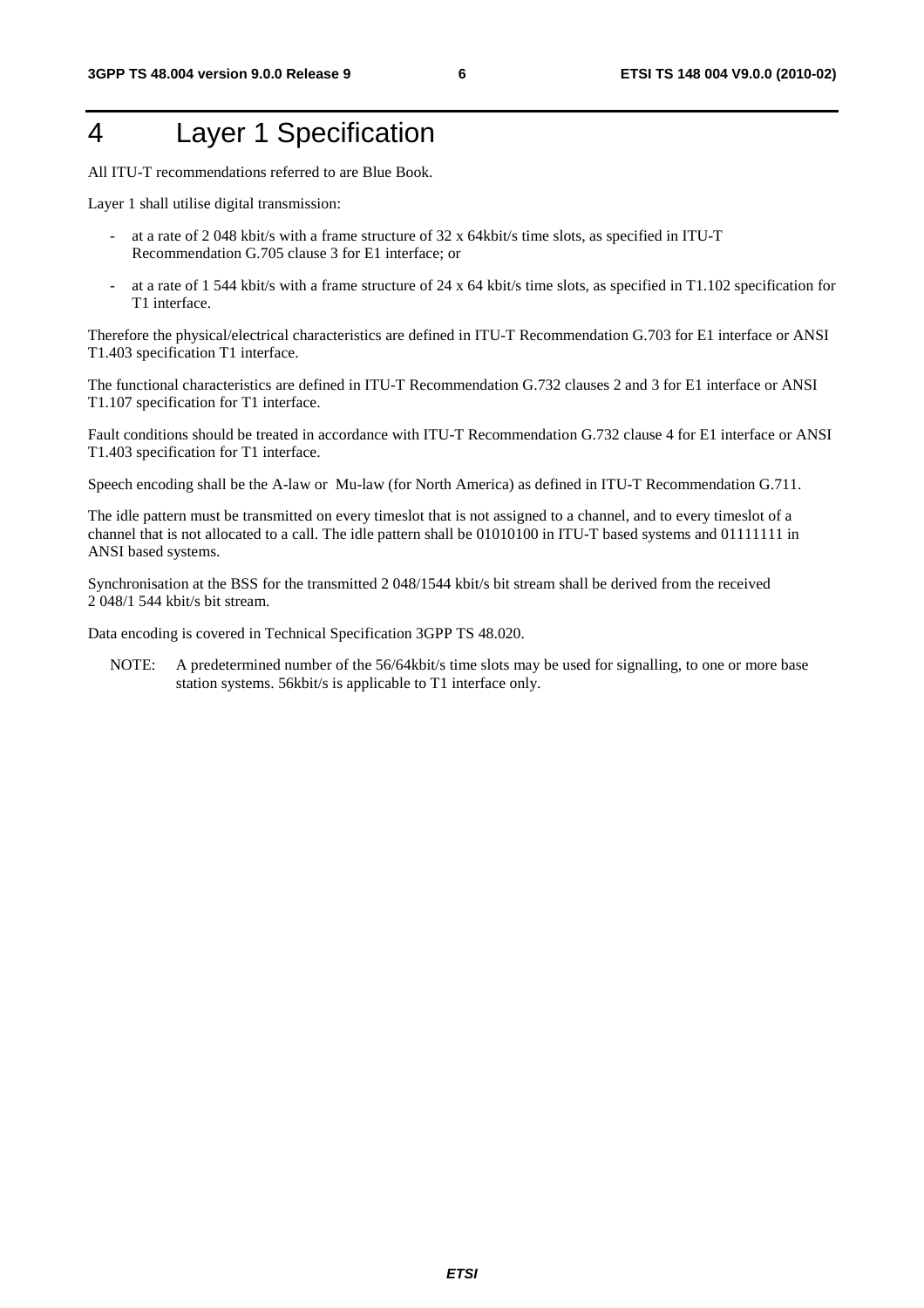# 4 Layer 1 Specification

All ITU-T recommendations referred to are Blue Book.

Layer 1 shall utilise digital transmission:

- at a rate of 2 048 kbit/s with a frame structure of 32 x 64kbit/s time slots, as specified in ITU-T Recommendation G.705 clause 3 for E1 interface; or
- at a rate of 1 544 kbit/s with a frame structure of 24 x 64 kbit/s time slots, as specified in T1.102 specification for T1 interface.

Therefore the physical/electrical characteristics are defined in ITU-T Recommendation G.703 for E1 interface or ANSI T1.403 specification T1 interface.

The functional characteristics are defined in ITU-T Recommendation G.732 clauses 2 and 3 for E1 interface or ANSI T1.107 specification for T1 interface.

Fault conditions should be treated in accordance with ITU-T Recommendation G.732 clause 4 for E1 interface or ANSI T1.403 specification for T1 interface.

Speech encoding shall be the A-law or Mu-law (for North America) as defined in ITU-T Recommendation G.711.

The idle pattern must be transmitted on every timeslot that is not assigned to a channel, and to every timeslot of a channel that is not allocated to a call. The idle pattern shall be 01010100 in ITU-T based systems and 01111111 in ANSI based systems.

Synchronisation at the BSS for the transmitted 2 048/1544 kbit/s bit stream shall be derived from the received 2 048/1 544 kbit/s bit stream.

Data encoding is covered in Technical Specification 3GPP TS 48.020.

NOTE: A predetermined number of the 56/64kbit/s time slots may be used for signalling, to one or more base station systems. 56kbit/s is applicable to T1 interface only.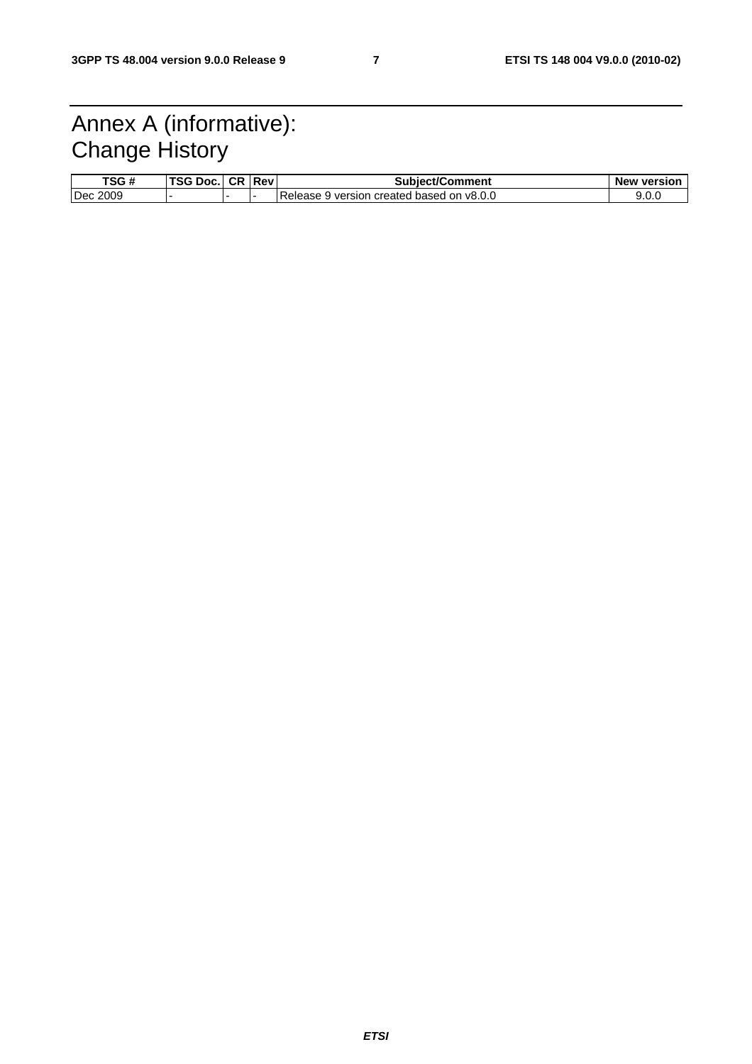# Annex A (informative): Change History

| TSG # | TSG Doc. | CR | Rev | Subject/Comment | New version |
|---|---|---|---|---|---|
| Dec 2009 | - | - | - | Release 9 version created based on v8.0.0 | 9.0.0 |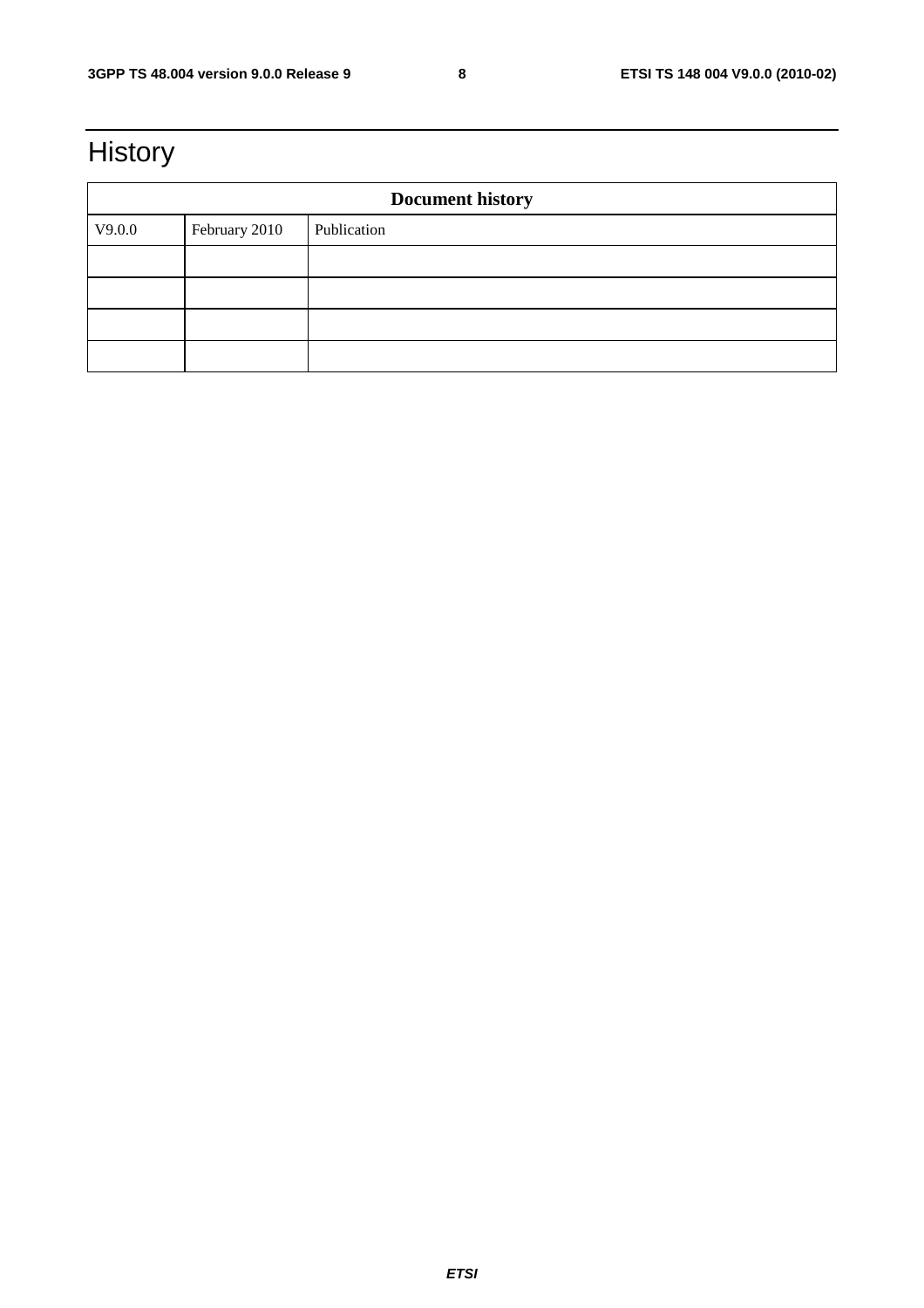# History

| Document history | | |
|---|---|---|
| V9.0.0 | February 2010 | Publication |
| | | |
| | | |
| | | |
| | | |